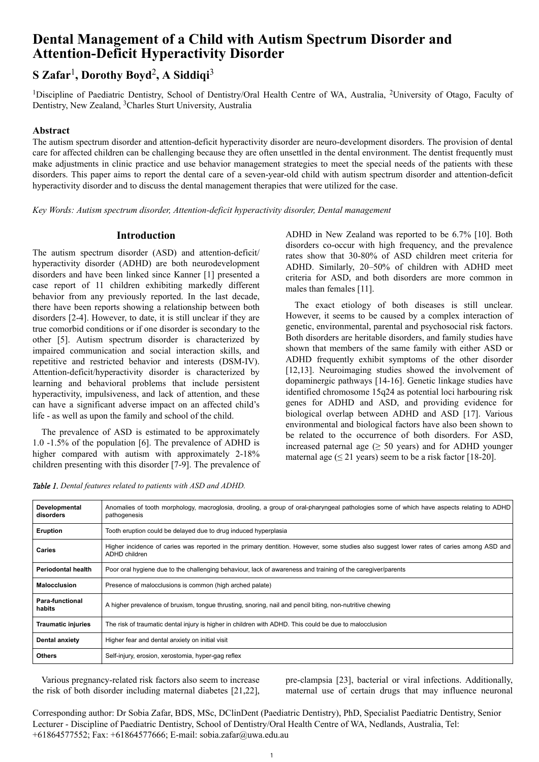# Dental Management of a Child with Autism Spectrum Disorder and Attention-Deficit Hyperactivity Disorder

## S Zafar[1], Dorothy Boyd[2], A Siddiqi[3]

[1]Discipline of Paediatric Dentistry, School of Dentistry/Oral Health Centre of WA, Australia, [2]University of Otago, Faculty of Dentistry, New Zealand, [3]Charles Sturt University, Australia

### Abstract

The autism spectrum disorder and attention-deficit hyperactivity disorder are neuro-development disorders. The provision of dental care for affected children can be challenging because they are often unsettled in the dental environment. The dentist frequently must make adjustments in clinic practice and use behavior management strategies to meet the special needs of the patients with these disorders. This paper aims to report the dental care of a seven-year-old child with autism spectrum disorder and attention-deficit hyperactivity disorder and to discuss the dental management therapies that were utilized for the case.

*Key Words: Autism spectrum disorder, Attention-deficit hyperactivity disorder, Dental management*

## Introduction

The autism spectrum disorder (ASD) and attention-deficit/ hyperactivity disorder (ADHD) are both neurodevelopment disorders and have been linked since Kanner [1] presented a case report of 11 children exhibiting markedly different behavior from any previously reported. In the last decade, there have been reports showing a relationship between both disorders [2-4]. However, to date, it is still unclear if they are true comorbid conditions or if one disorder is secondary to the other [5]. Autism spectrum disorder is characterized by impaired communication and social interaction skills, and repetitive and restricted behavior and interests (DSM-IV). Attention-deficit/hyperactivity disorder is characterized by learning and behavioral problems that include persistent hyperactivity, impulsiveness, and lack of attention, and these can have a significant adverse impact on an affected child's life - as well as upon the family and school of the child.

The prevalence of ASD is estimated to be approximately 1.0 -1.5% of the population [6]. The prevalence of ADHD is higher compared with autism with approximately 2-18% children presenting with this disorder [7-9]. The prevalence of ADHD in New Zealand was reported to be 6.7% [10]. Both disorders co-occur with high frequency, and the prevalence rates show that 30-80% of ASD children meet criteria for ADHD. Similarly, 20–50% of children with ADHD meet criteria for ASD, and both disorders are more common in males than females [11].

The exact etiology of both diseases is still unclear. However, it seems to be caused by a complex interaction of genetic, environmental, parental and psychosocial risk factors. Both disorders are heritable disorders, and family studies have shown that members of the same family with either ASD or ADHD frequently exhibit symptoms of the other disorder [12,13]. Neuroimaging studies showed the involvement of dopaminergic pathways [14-16]. Genetic linkage studies have identified chromosome 15q24 as potential loci harbouring risk genes for ADHD and ASD, and providing evidence for biological overlap between ADHD and ASD [17]. Various environmental and biological factors have also been shown to be related to the occurrence of both disorders. For ASD, increased paternal age (≥ 50 years) and for ADHD younger maternal age (≤ 21 years) seem to be a risk factor [18-20].

*Table 1. Dental features related to patients with ASD and ADHD.*

| | |
|---|---|
| **Developmental disorders** | Anomalies of tooth morphology, macroglosia, drooling, a group of oral-pharyngeal pathologies some of which have aspects relating to ADHD pathogenesis |
| **Eruption** | Tooth eruption could be delayed due to drug induced hyperplasia |
| **Caries** | Higher incidence of caries was reported in the primary dentition. However, some studies also suggest lower rates of caries among ASD and ADHD children |
| **Periodontal health** | Poor oral hygiene due to the challenging behaviour, lack of awareness and training of the caregiver/parents |
| **Malocclusion** | Presence of malocclusions is common (high arched palate) |
| **Para-functional habits** | A higher prevalence of bruxism, tongue thrusting, snoring, nail and pencil biting, non-nutritive chewing |
| **Traumatic injuries** | The risk of traumatic dental injury is higher in children with ADHD. This could be due to malocclusion |
| **Dental anxiety** | Higher fear and dental anxiety on initial visit |
| **Others** | Self-injury, erosion, xerostomia, hyper-gag reflex |

Various pregnancy-related risk factors also seem to increase the risk of both disorder including maternal diabetes [21,22], pre-clampsia [23], bacterial or viral infections. Additionally, maternal use of certain drugs that may influence neuronal

Corresponding author: Dr Sobia Zafar, BDS, MSc, DClinDent (Paediatric Dentistry), PhD, Specialist Paediatric Dentistry, Senior Lecturer - Discipline of Paediatric Dentistry, School of Dentistry/Oral Health Centre of WA, Nedlands, Australia, Tel: +61864577552; Fax: +61864577666; E-mail: sobia.zafar@uwa.edu.au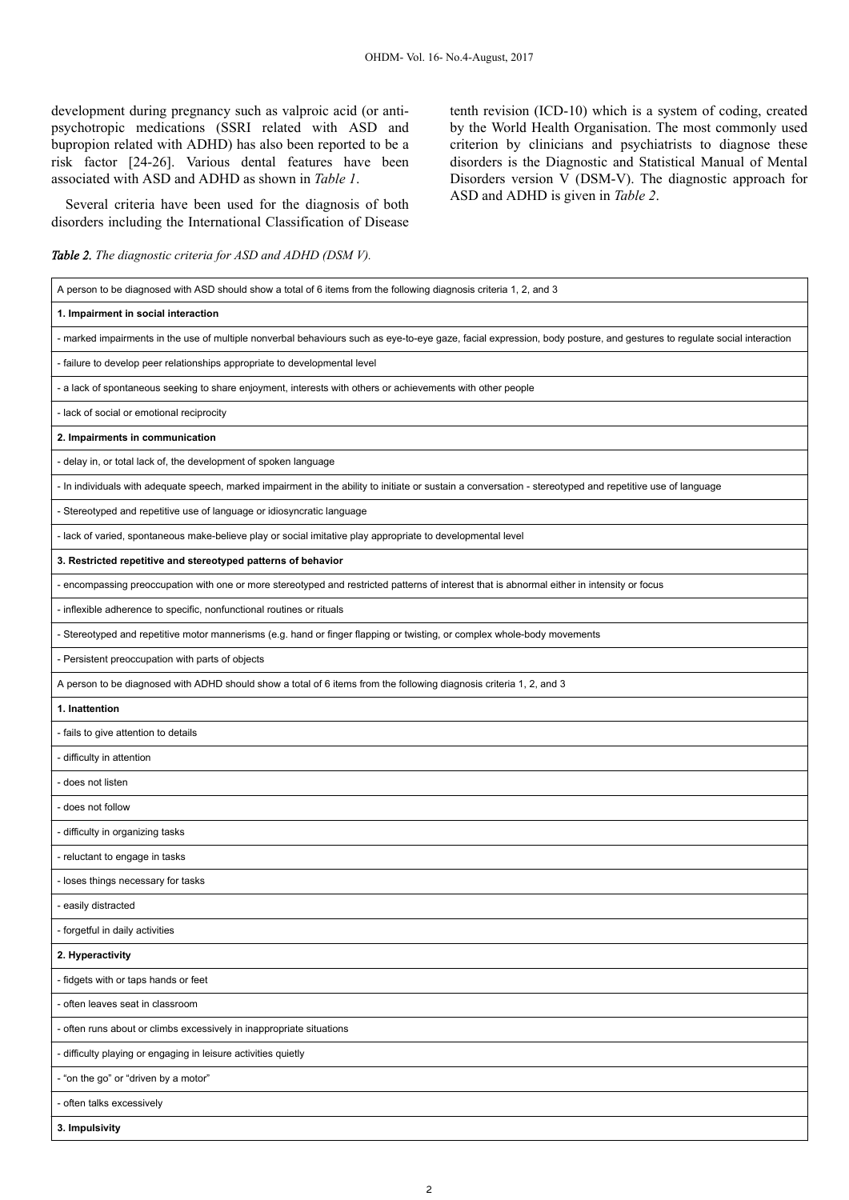development during pregnancy such as valproic acid (or anti-psychotropic medications (SSRI related with ASD and bupropion related with ADHD) has also been reported to be a risk factor [24-26]. Various dental features have been associated with ASD and ADHD as shown in *Table 1*.

Several criteria have been used for the diagnosis of both disorders including the International Classification of Disease tenth revision (ICD-10) which is a system of coding, created by the World Health Organisation. The most commonly used criterion by clinicians and psychiatrists to diagnose these disorders is the Diagnostic and Statistical Manual of Mental Disorders version V (DSM-V). The diagnostic approach for ASD and ADHD is given in *Table 2*.

***Table 2.*** *The diagnostic criteria for ASD and ADHD (DSM V).*

| A person to be diagnosed with ASD should show a total of 6 items from the following diagnosis criteria 1, 2, and 3 |
|---|
| **1. Impairment in social interaction** |
| - marked impairments in the use of multiple nonverbal behaviours such as eye-to-eye gaze, facial expression, body posture, and gestures to regulate social interaction |
| - failure to develop peer relationships appropriate to developmental level |
| - a lack of spontaneous seeking to share enjoyment, interests with others or achievements with other people |
| - lack of social or emotional reciprocity |
| **2. Impairments in communication** |
| - delay in, or total lack of, the development of spoken language |
| - In individuals with adequate speech, marked impairment in the ability to initiate or sustain a conversation - stereotyped and repetitive use of language |
| - Stereotyped and repetitive use of language or idiosyncratic language |
| - lack of varied, spontaneous make-believe play or social imitative play appropriate to developmental level |
| **3. Restricted repetitive and stereotyped patterns of behavior** |
| - encompassing preoccupation with one or more stereotyped and restricted patterns of interest that is abnormal either in intensity or focus |
| - inflexible adherence to specific, nonfunctional routines or rituals |
| - Stereotyped and repetitive motor mannerisms (e.g. hand or finger flapping or twisting, or complex whole-body movements |
| - Persistent preoccupation with parts of objects |
| A person to be diagnosed with ADHD should show a total of 6 items from the following diagnosis criteria 1, 2, and 3 |
| **1. Inattention** |
| - fails to give attention to details |
| - difficulty in attention |
| - does not listen |
| - does not follow |
| - difficulty in organizing tasks |
| - reluctant to engage in tasks |
| - loses things necessary for tasks |
| - easily distracted |
| - forgetful in daily activities |
| **2. Hyperactivity** |
| - fidgets with or taps hands or feet |
| - often leaves seat in classroom |
| - often runs about or climbs excessively in inappropriate situations |
| - difficulty playing or engaging in leisure activities quietly |
| - "on the go" or "driven by a motor" |
| - often talks excessively |
| **3. Impulsivity** |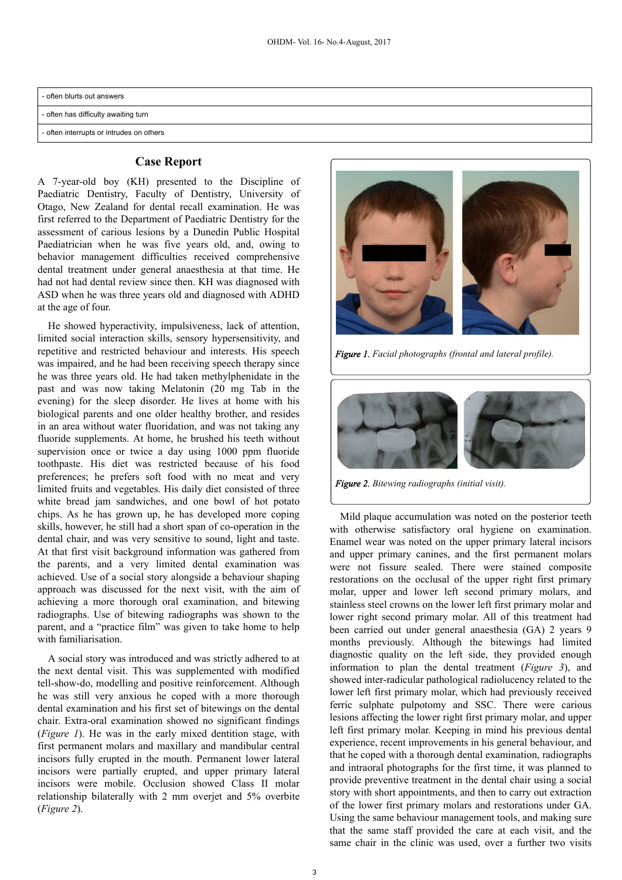| - often blurts out answers |
| --- |
| - often has difficulty awaiting turn |
| - often interrupts or intrudes on others |

## Case Report

A 7-year-old boy (KH) presented to the Discipline of Paediatric Dentistry, Faculty of Dentistry, University of Otago, New Zealand for dental recall examination. He was first referred to the Department of Paediatric Dentistry for the assessment of carious lesions by a Dunedin Public Hospital Paediatrician when he was five years old, and, owing to behavior management difficulties received comprehensive dental treatment under general anaesthesia at that time. He had not had dental review since then. KH was diagnosed with ASD when he was three years old and diagnosed with ADHD at the age of four.

He showed hyperactivity, impulsiveness, lack of attention, limited social interaction skills, sensory hypersensitivity, and repetitive and restricted behaviour and interests. His speech was impaired, and he had been receiving speech therapy since he was three years old. He had taken methylphenidate in the past and was now taking Melatonin (20 mg Tab in the evening) for the sleep disorder. He lives at home with his biological parents and one older healthy brother, and resides in an area without water fluoridation, and was not taking any fluoride supplements. At home, he brushed his teeth without supervision once or twice a day using 1000 ppm fluoride toothpaste. His diet was restricted because of his food preferences; he prefers soft food with no meat and very limited fruits and vegetables. His daily diet consisted of three white bread jam sandwiches, and one bowl of hot potato chips. As he has grown up, he has developed more coping skills, however, he still had a short span of co-operation in the dental chair, and was very sensitive to sound, light and taste. At that first visit background information was gathered from the parents, and a very limited dental examination was achieved. Use of a social story alongside a behaviour shaping approach was discussed for the next visit, with the aim of achieving a more thorough oral examination, and bitewing radiographs. Use of bitewing radiographs was shown to the parent, and a "practice film" was given to take home to help with familiarisation.

A social story was introduced and was strictly adhered to at the next dental visit. This was supplemented with modified tell-show-do, modelling and positive reinforcement. Although he was still very anxious he coped with a more thorough dental examination and his first set of bitewings on the dental chair. Extra-oral examination showed no significant findings (*Figure 1*). He was in the early mixed dentition stage, with first permanent molars and maxillary and mandibular central incisors fully erupted in the mouth. Permanent lower lateral incisors were partially erupted, and upper primary lateral incisors were mobile. Occlusion showed Class II molar relationship bilaterally with 2 mm overjet and 5% overbite (*Figure 2*).

***Figure 1.*** *Facial photographs (frontal and lateral profile).*

***Figure 2.*** *Bitewing radiographs (initial visit).*

Mild plaque accumulation was noted on the posterior teeth with otherwise satisfactory oral hygiene on examination. Enamel wear was noted on the upper primary lateral incisors and upper primary canines, and the first permanent molars were not fissure sealed. There were stained composite restorations on the occlusal of the upper right first primary molar, upper and lower left second primary molars, and stainless steel crowns on the lower left first primary molar and lower right second primary molar. All of this treatment had been carried out under general anaesthesia (GA) 2 years 9 months previously. Although the bitewings had limited diagnostic quality on the left side, they provided enough information to plan the dental treatment (*Figure 3*), and showed inter-radicular pathological radiolucency related to the lower left first primary molar, which had previously received ferric sulphate pulpotomy and SSC. There were carious lesions affecting the lower right first primary molar, and upper left first primary molar. Keeping in mind his previous dental experience, recent improvements in his general behaviour, and that he coped with a thorough dental examination, radiographs and intraoral photographs for the first time, it was planned to provide preventive treatment in the dental chair using a social story with short appointments, and then to carry out extraction of the lower first primary molars and restorations under GA. Using the same behaviour management tools, and making sure that the same staff provided the care at each visit, and the same chair in the clinic was used, over a further two visits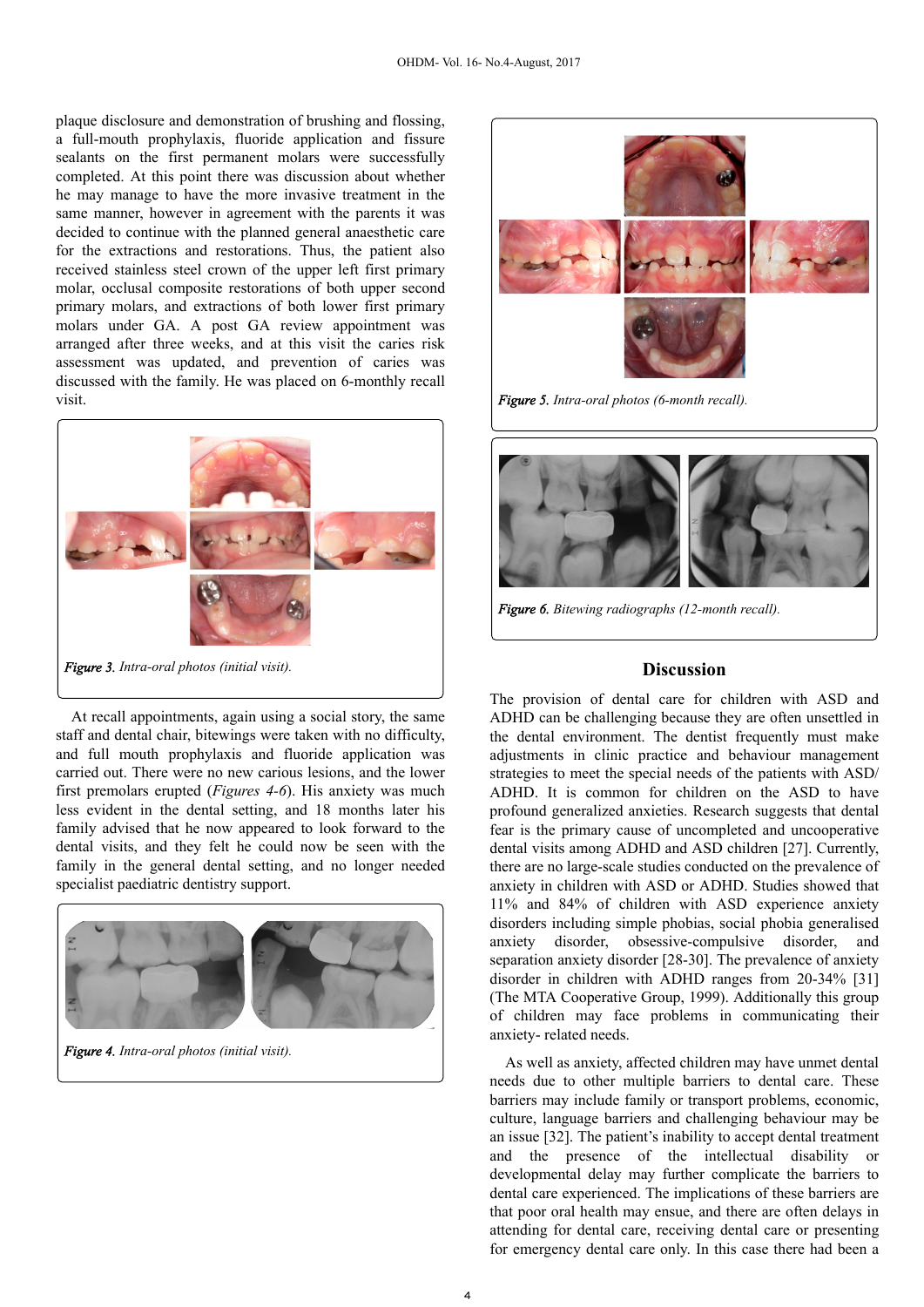plaque disclosure and demonstration of brushing and flossing, a full-mouth prophylaxis, fluoride application and fissure sealants on the first permanent molars were successfully completed. At this point there was discussion about whether he may manage to have the more invasive treatment in the same manner, however in agreement with the parents it was decided to continue with the planned general anaesthetic care for the extractions and restorations. Thus, the patient also received stainless steel crown of the upper left first primary molar, occlusal composite restorations of both upper second primary molars, and extractions of both lower first primary molars under GA. A post GA review appointment was arranged after three weeks, and at this visit the caries risk assessment was updated, and prevention of caries was discussed with the family. He was placed on 6-monthly recall visit.

***Figure 3.*** *Intra-oral photos (initial visit).*

At recall appointments, again using a social story, the same staff and dental chair, bitewings were taken with no difficulty, and full mouth prophylaxis and fluoride application was carried out. There were no new carious lesions, and the lower first premolars erupted (*Figures 4-6*). His anxiety was much less evident in the dental setting, and 18 months later his family advised that he now appeared to look forward to the dental visits, and they felt he could now be seen with the family in the general dental setting, and no longer needed specialist paediatric dentistry support.

***Figure 4.*** *Intra-oral photos (initial visit).*

***Figure 5.*** *Intra-oral photos (6-month recall).*

***Figure 6.*** *Bitewing radiographs (12-month recall).*

## Discussion

The provision of dental care for children with ASD and ADHD can be challenging because they are often unsettled in the dental environment. The dentist frequently must make adjustments in clinic practice and behaviour management strategies to meet the special needs of the patients with ASD/ADHD. It is common for children on the ASD to have profound generalized anxieties. Research suggests that dental fear is the primary cause of uncompleted and uncooperative dental visits among ADHD and ASD children [27]. Currently, there are no large-scale studies conducted on the prevalence of anxiety in children with ASD or ADHD. Studies showed that 11% and 84% of children with ASD experience anxiety disorders including simple phobias, social phobia generalised anxiety disorder, obsessive-compulsive disorder, and separation anxiety disorder [28-30]. The prevalence of anxiety disorder in children with ADHD ranges from 20-34% [31] (The MTA Cooperative Group, 1999). Additionally this group of children may face problems in communicating their anxiety- related needs.

As well as anxiety, affected children may have unmet dental needs due to other multiple barriers to dental care. These barriers may include family or transport problems, economic, culture, language barriers and challenging behaviour may be an issue [32]. The patient's inability to accept dental treatment and the presence of the intellectual disability or developmental delay may further complicate the barriers to dental care experienced. The implications of these barriers are that poor oral health may ensue, and there are often delays in attending for dental care, receiving dental care or presenting for emergency dental care only. In this case there had been a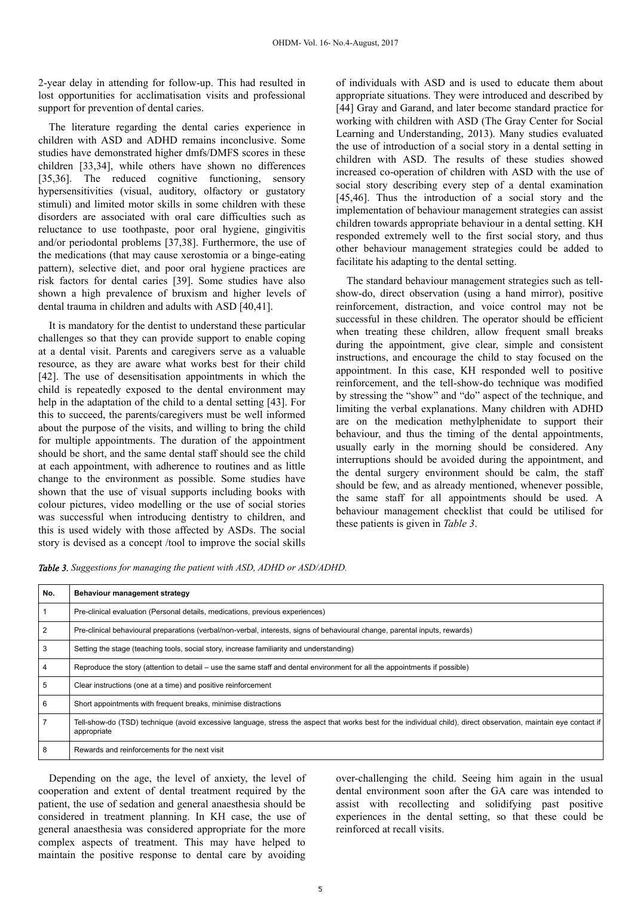2-year delay in attending for follow-up. This had resulted in lost opportunities for acclimatisation visits and professional support for prevention of dental caries.

The literature regarding the dental caries experience in children with ASD and ADHD remains inconclusive. Some studies have demonstrated higher dmfs/DMFS scores in these children [33,34], while others have shown no differences [35,36]. The reduced cognitive functioning, sensory hypersensitivities (visual, auditory, olfactory or gustatory stimuli) and limited motor skills in some children with these disorders are associated with oral care difficulties such as reluctance to use toothpaste, poor oral hygiene, gingivitis and/or periodontal problems [37,38]. Furthermore, the use of the medications (that may cause xerostomia or a binge-eating pattern), selective diet, and poor oral hygiene practices are risk factors for dental caries [39]. Some studies have also shown a high prevalence of bruxism and higher levels of dental trauma in children and adults with ASD [40,41].

It is mandatory for the dentist to understand these particular challenges so that they can provide support to enable coping at a dental visit. Parents and caregivers serve as a valuable resource, as they are aware what works best for their child [42]. The use of desensitisation appointments in which the child is repeatedly exposed to the dental environment may help in the adaptation of the child to a dental setting [43]. For this to succeed, the parents/caregivers must be well informed about the purpose of the visits, and willing to bring the child for multiple appointments. The duration of the appointment should be short, and the same dental staff should see the child at each appointment, with adherence to routines and as little change to the environment as possible. Some studies have shown that the use of visual supports including books with colour pictures, video modelling or the use of social stories was successful when introducing dentistry to children, and this is used widely with those affected by ASDs. The social story is devised as a concept /tool to improve the social skills of individuals with ASD and is used to educate them about appropriate situations. They were introduced and described by [44] Gray and Garand, and later become standard practice for working with children with ASD (The Gray Center for Social Learning and Understanding, 2013). Many studies evaluated the use of introduction of a social story in a dental setting in children with ASD. The results of these studies showed increased co-operation of children with ASD with the use of social story describing every step of a dental examination [45,46]. Thus the introduction of a social story and the implementation of behaviour management strategies can assist children towards appropriate behaviour in a dental setting. KH responded extremely well to the first social story, and thus other behaviour management strategies could be added to facilitate his adapting to the dental setting.

The standard behaviour management strategies such as tell-show-do, direct observation (using a hand mirror), positive reinforcement, distraction, and voice control may not be successful in these children. The operator should be efficient when treating these children, allow frequent small breaks during the appointment, give clear, simple and consistent instructions, and encourage the child to stay focused on the appointment. In this case, KH responded well to positive reinforcement, and the tell-show-do technique was modified by stressing the "show" and "do" aspect of the technique, and limiting the verbal explanations. Many children with ADHD are on the medication methylphenidate to support their behaviour, and thus the timing of the dental appointments, usually early in the morning should be considered. Any interruptions should be avoided during the appointment, and the dental surgery environment should be calm, the staff should be few, and as already mentioned, whenever possible, the same staff for all appointments should be used. A behaviour management checklist that could be utilised for these patients is given in *Table 3*.

***Table 3.*** *Suggestions for managing the patient with ASD, ADHD or ASD/ADHD.*

| No. | Behaviour management strategy |
|---|---|
| 1 | Pre-clinical evaluation (Personal details, medications, previous experiences) |
| 2 | Pre-clinical behavioural preparations (verbal/non-verbal, interests, signs of behavioural change, parental inputs, rewards) |
| 3 | Setting the stage (teaching tools, social story, increase familiarity and understanding) |
| 4 | Reproduce the story (attention to detail – use the same staff and dental environment for all the appointments if possible) |
| 5 | Clear instructions (one at a time) and positive reinforcement |
| 6 | Short appointments with frequent breaks, minimise distractions |
| 7 | Tell-show-do (TSD) technique (avoid excessive language, stress the aspect that works best for the individual child), direct observation, maintain eye contact if appropriate |
| 8 | Rewards and reinforcements for the next visit |

Depending on the age, the level of anxiety, the level of cooperation and extent of dental treatment required by the patient, the use of sedation and general anaesthesia should be considered in treatment planning. In KH case, the use of general anaesthesia was considered appropriate for the more complex aspects of treatment. This may have helped to maintain the positive response to dental care by avoiding over-challenging the child. Seeing him again in the usual dental environment soon after the GA care was intended to assist with recollecting and solidifying past positive experiences in the dental setting, so that these could be reinforced at recall visits.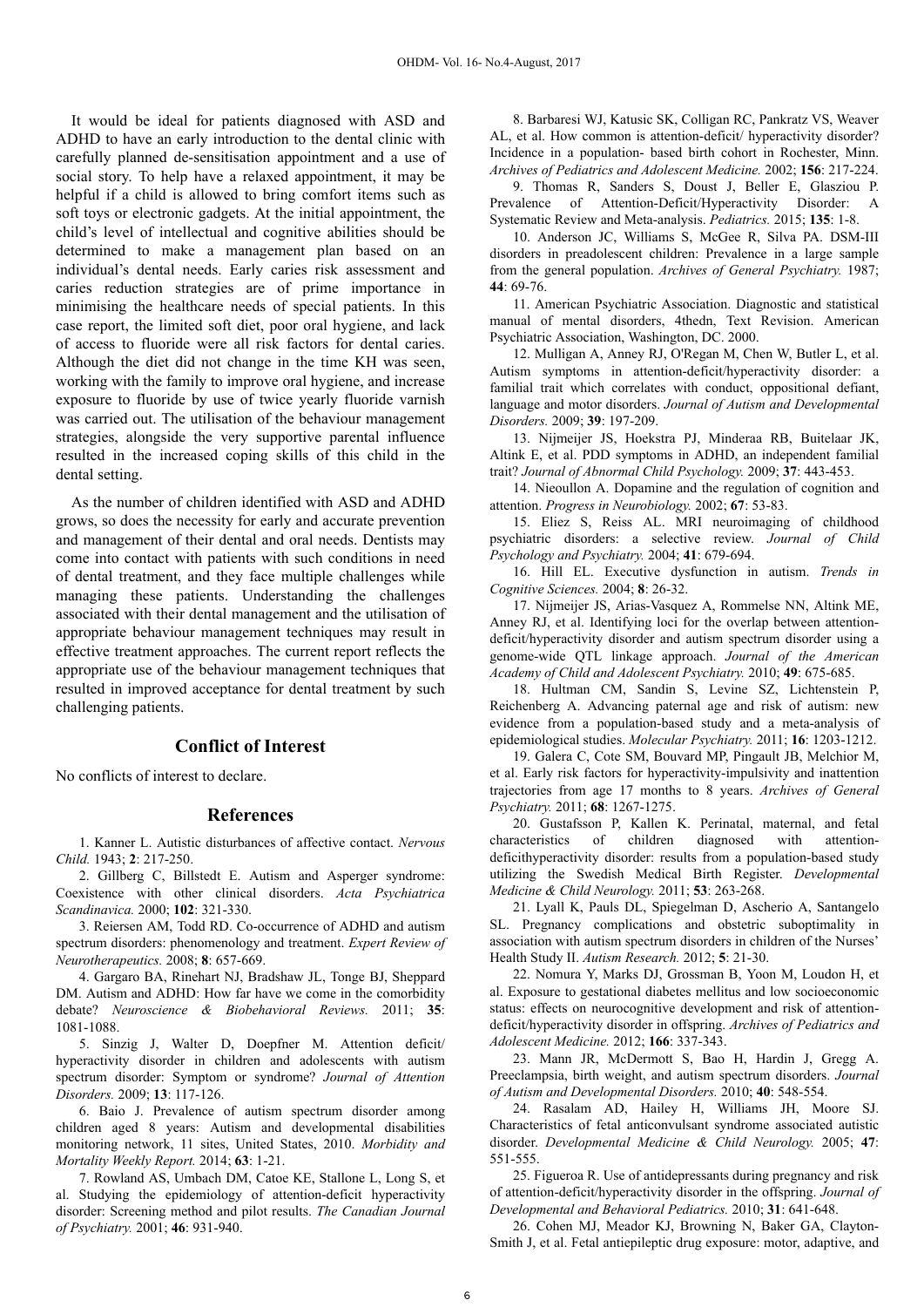It would be ideal for patients diagnosed with ASD and ADHD to have an early introduction to the dental clinic with carefully planned de-sensitisation appointment and a use of social story. To help have a relaxed appointment, it may be helpful if a child is allowed to bring comfort items such as soft toys or electronic gadgets. At the initial appointment, the child's level of intellectual and cognitive abilities should be determined to make a management plan based on an individual's dental needs. Early caries risk assessment and caries reduction strategies are of prime importance in minimising the healthcare needs of special patients. In this case report, the limited soft diet, poor oral hygiene, and lack of access to fluoride were all risk factors for dental caries. Although the diet did not change in the time KH was seen, working with the family to improve oral hygiene, and increase exposure to fluoride by use of twice yearly fluoride varnish was carried out. The utilisation of the behaviour management strategies, alongside the very supportive parental influence resulted in the increased coping skills of this child in the dental setting.

As the number of children identified with ASD and ADHD grows, so does the necessity for early and accurate prevention and management of their dental and oral needs. Dentists may come into contact with patients with such conditions in need of dental treatment, and they face multiple challenges while managing these patients. Understanding the challenges associated with their dental management and the utilisation of appropriate behaviour management techniques may result in effective treatment approaches. The current report reflects the appropriate use of the behaviour management techniques that resulted in improved acceptance for dental treatment by such challenging patients.

## Conflict of Interest

No conflicts of interest to declare.

## References

1. Kanner L. Autistic disturbances of affective contact. *Nervous Child.* 1943; **2**: 217-250.

2. Gillberg C, Billstedt E. Autism and Asperger syndrome: Coexistence with other clinical disorders. *Acta Psychiatrica Scandinavica.* 2000; **102**: 321-330.

3. Reiersen AM, Todd RD. Co-occurrence of ADHD and autism spectrum disorders: phenomenology and treatment. *Expert Review of Neurotherapeutics.* 2008; **8**: 657-669.

4. Gargaro BA, Rinehart NJ, Bradshaw JL, Tonge BJ, Sheppard DM. Autism and ADHD: How far have we come in the comorbidity debate? *Neuroscience & Biobehavioral Reviews.* 2011; **35**: 1081-1088.

5. Sinzig J, Walter D, Doepfner M. Attention deficit/ hyperactivity disorder in children and adolescents with autism spectrum disorder: Symptom or syndrome? *Journal of Attention Disorders.* 2009; **13**: 117-126.

6. Baio J. Prevalence of autism spectrum disorder among children aged 8 years: Autism and developmental disabilities monitoring network, 11 sites, United States, 2010. *Morbidity and Mortality Weekly Report.* 2014; **63**: 1-21.

7. Rowland AS, Umbach DM, Catoe KE, Stallone L, Long S, et al. Studying the epidemiology of attention-deficit hyperactivity disorder: Screening method and pilot results. *The Canadian Journal of Psychiatry.* 2001; **46**: 931-940.

8. Barbaresi WJ, Katusic SK, Colligan RC, Pankratz VS, Weaver AL, et al. How common is attention-deficit/ hyperactivity disorder? Incidence in a population- based birth cohort in Rochester, Minn. *Archives of Pediatrics and Adolescent Medicine.* 2002; **156**: 217-224.

9. Thomas R, Sanders S, Doust J, Beller E, Glasziou P. Prevalence of Attention-Deficit/Hyperactivity Disorder: A Systematic Review and Meta-analysis. *Pediatrics.* 2015; **135**: 1-8.

10. Anderson JC, Williams S, McGee R, Silva PA. DSM-III disorders in preadolescent children: Prevalence in a large sample from the general population. *Archives of General Psychiatry.* 1987; **44**: 69-76.

11. American Psychiatric Association. Diagnostic and statistical manual of mental disorders, 4thedn, Text Revision. American Psychiatric Association, Washington, DC. 2000.

12. Mulligan A, Anney RJ, O'Regan M, Chen W, Butler L, et al. Autism symptoms in attention-deficit/hyperactivity disorder: a familial trait which correlates with conduct, oppositional defiant, language and motor disorders. *Journal of Autism and Developmental Disorders.* 2009; **39**: 197-209.

13. Nijmeijer JS, Hoekstra PJ, Minderaa RB, Buitelaar JK, Altink E, et al. PDD symptoms in ADHD, an independent familial trait? *Journal of Abnormal Child Psychology.* 2009; **37**: 443-453.

14. Nieoullon A. Dopamine and the regulation of cognition and attention. *Progress in Neurobiology.* 2002; **67**: 53-83.

15. Eliez S, Reiss AL. MRI neuroimaging of childhood psychiatric disorders: a selective review. *Journal of Child Psychology and Psychiatry.* 2004; **41**: 679-694.

16. Hill EL. Executive dysfunction in autism. *Trends in Cognitive Sciences.* 2004; **8**: 26-32.

17. Nijmeijer JS, Arias-Vasquez A, Rommelse NN, Altink ME, Anney RJ, et al. Identifying loci for the overlap between attention-deficit/hyperactivity disorder and autism spectrum disorder using a genome-wide QTL linkage approach. *Journal of the American Academy of Child and Adolescent Psychiatry.* 2010; **49**: 675-685.

18. Hultman CM, Sandin S, Levine SZ, Lichtenstein P, Reichenberg A. Advancing paternal age and risk of autism: new evidence from a population-based study and a meta-analysis of epidemiological studies. *Molecular Psychiatry.* 2011; **16**: 1203-1212.

19. Galera C, Cote SM, Bouvard MP, Pingault JB, Melchior M, et al. Early risk factors for hyperactivity-impulsivity and inattention trajectories from age 17 months to 8 years. *Archives of General Psychiatry.* 2011; **68**: 1267-1275.

20. Gustafsson P, Kallen K. Perinatal, maternal, and fetal characteristics of children diagnosed with attention-deficithyperactivity disorder: results from a population-based study utilizing the Swedish Medical Birth Register. *Developmental Medicine & Child Neurology.* 2011; **53**: 263-268.

21. Lyall K, Pauls DL, Spiegelman D, Ascherio A, Santangelo SL. Pregnancy complications and obstetric suboptimality in association with autism spectrum disorders in children of the Nurses' Health Study II. *Autism Research.* 2012; **5**: 21-30.

22. Nomura Y, Marks DJ, Grossman B, Yoon M, Loudon H, et al. Exposure to gestational diabetes mellitus and low socioeconomic status: effects on neurocognitive development and risk of attention-deficit/hyperactivity disorder in offspring. *Archives of Pediatrics and Adolescent Medicine.* 2012; **166**: 337-343.

23. Mann JR, McDermott S, Bao H, Hardin J, Gregg A. Preeclampsia, birth weight, and autism spectrum disorders. *Journal of Autism and Developmental Disorders.* 2010; **40**: 548-554.

24. Rasalam AD, Hailey H, Williams JH, Moore SJ. Characteristics of fetal anticonvulsant syndrome associated autistic disorder. *Developmental Medicine & Child Neurology.* 2005; **47**: 551-555.

25. Figueroa R. Use of antidepressants during pregnancy and risk of attention-deficit/hyperactivity disorder in the offspring. *Journal of Developmental and Behavioral Pediatrics.* 2010; **31**: 641-648.

26. Cohen MJ, Meador KJ, Browning N, Baker GA, Clayton-Smith J, et al. Fetal antiepileptic drug exposure: motor, adaptive, and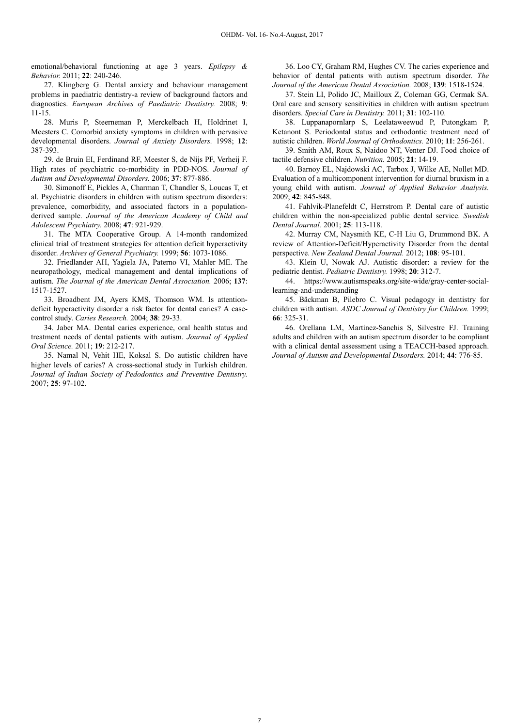emotional/behavioral functioning at age 3 years. *Epilepsy & Behavior.* 2011; **22**: 240-246.

27. Klingberg G. Dental anxiety and behaviour management problems in paediatric dentistry-a review of background factors and diagnostics. *European Archives of Paediatric Dentistry.* 2008; **9**: 11-15.

28. Muris P, Steerneman P, Merckelbach H, Holdrinet I, Meesters C. Comorbid anxiety symptoms in children with pervasive developmental disorders. *Journal of Anxiety Disorders.* 1998; **12**: 387-393.

29. de Bruin EI, Ferdinand RF, Meester S, de Nijs PF, Verheij F. High rates of psychiatric co-morbidity in PDD-NOS. *Journal of Autism and Developmental Disorders.* 2006; **37**: 877-886.

30. Simonoff E, Pickles A, Charman T, Chandler S, Loucas T, et al. Psychiatric disorders in children with autism spectrum disorders: prevalence, comorbidity, and associated factors in a population-derived sample. *Journal of the American Academy of Child and Adolescent Psychiatry.* 2008; **47**: 921-929.

31. The MTA Cooperative Group. A 14-month randomized clinical trial of treatment strategies for attention deficit hyperactivity disorder. *Archives of General Psychiatry.* 1999; **56**: 1073-1086.

32. Friedlander AH, Yagiela JA, Paterno VI, Mahler ME. The neuropathology, medical management and dental implications of autism. *The Journal of the American Dental Association.* 2006; **137**: 1517-1527.

33. Broadbent JM, Ayers KMS, Thomson WM. Is attention-deficit hyperactivity disorder a risk factor for dental caries? A case-control study. *Caries Research.* 2004; **38**: 29-33.

34. Jaber MA. Dental caries experience, oral health status and treatment needs of dental patients with autism. *Journal of Applied Oral Science.* 2011; **19**: 212-217.

35. Namal N, Vehit HE, Koksal S. Do autistic children have higher levels of caries? A cross-sectional study in Turkish children. *Journal of Indian Society of Pedodontics and Preventive Dentistry.* 2007; **25**: 97-102.

36. Loo CY, Graham RM, Hughes CV. The caries experience and behavior of dental patients with autism spectrum disorder. *The Journal of the American Dental Association.* 2008; **139**: 1518-1524.

37. Stein LI, Polido JC, Mailloux Z, Coleman GG, Cermak SA. Oral care and sensory sensitivities in children with autism spectrum disorders. *Special Care in Dentistry.* 2011; **31**: 102-110.

38. Luppanapornlarp S, Leelataweewud P, Putongkam P, Ketanont S. Periodontal status and orthodontic treatment need of autistic children. *World Journal of Orthodontics.* 2010; **11**: 256-261.

39. Smith AM, Roux S, Naidoo NT, Venter DJ. Food choice of tactile defensive children. *Nutrition.* 2005; **21**: 14-19.

40. Barnoy EL, Najdowski AC, Tarbox J, Wilke AE, Nollet MD. Evaluation of a multicomponent intervention for diurnal bruxism in a young child with autism. *Journal of Applied Behavior Analysis.* 2009; **42**: 845-848.

41. Fahlvik-Planefeldt C, Herrstrom P. Dental care of autistic children within the non-specialized public dental service. *Swedish Dental Journal.* 2001; **25**: 113-118.

42. Murray CM, Naysmith KE, C-H Liu G, Drummond BK. A review of Attention-Deficit/Hyperactivity Disorder from the dental perspective. *New Zealand Dental Journal.* 2012; **108**: 95-101.

43. Klein U, Nowak AJ. Autistic disorder: a review for the pediatric dentist. *Pediatric Dentistry.* 1998; **20**: 312-7.

44. https://www.autismspeaks.org/site-wide/gray-center-social-learning-and-understanding

45. Bäckman B, Pilebro C. Visual pedagogy in dentistry for children with autism. *ASDC Journal of Dentistry for Children.* 1999; **66**: 325-31.

46. Orellana LM, Martínez-Sanchis S, Silvestre FJ. Training adults and children with an autism spectrum disorder to be compliant with a clinical dental assessment using a TEACCH-based approach. *Journal of Autism and Developmental Disorders.* 2014; **44**: 776-85.